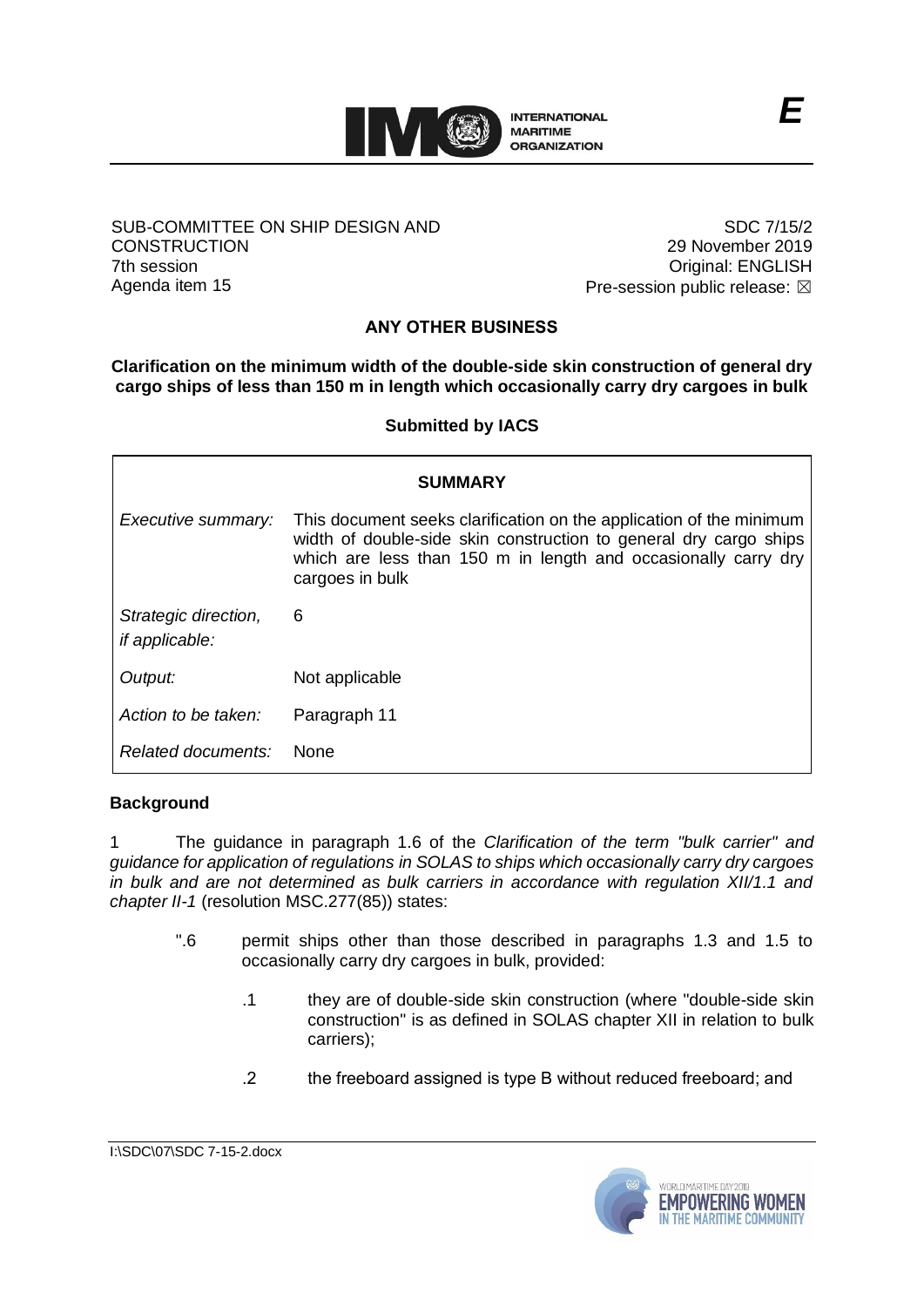E

SUB-COMMITTEE ON SHIP DESIGN AND CONSTRUCTION
7th session
Agenda item 15

SDC 7/15/2
29 November 2019
Original: ENGLISH
Pre-session public release: ☒

## ANY OTHER BUSINESS

### Clarification on the minimum width of the double-side skin construction of general dry cargo ships of less than 150 m in length which occasionally carry dry cargoes in bulk

**Submitted by IACS**

| SUMMARY | |
|---|---|
| *Executive summary:* | This document seeks clarification on the application of the minimum width of double-side skin construction to general dry cargo ships which are less than 150 m in length and occasionally carry dry cargoes in bulk |
| *Strategic direction, if applicable:* | 6 |
| *Output:* | Not applicable |
| *Action to be taken:* | Paragraph 11 |
| *Related documents:* | None |

**Background**

1 The guidance in paragraph 1.6 of the *Clarification of the term "bulk carrier" and guidance for application of regulations in SOLAS to ships which occasionally carry dry cargoes in bulk and are not determined as bulk carriers in accordance with regulation XII/1.1 and chapter II-1* (resolution MSC.277(85)) states:

> ".6 permit ships other than those described in paragraphs 1.3 and 1.5 to occasionally carry dry cargoes in bulk, provided:
>
> .1 they are of double-side skin construction (where "double-side skin construction" is as defined in SOLAS chapter XII in relation to bulk carriers);
>
> .2 the freeboard assigned is type B without reduced freeboard; and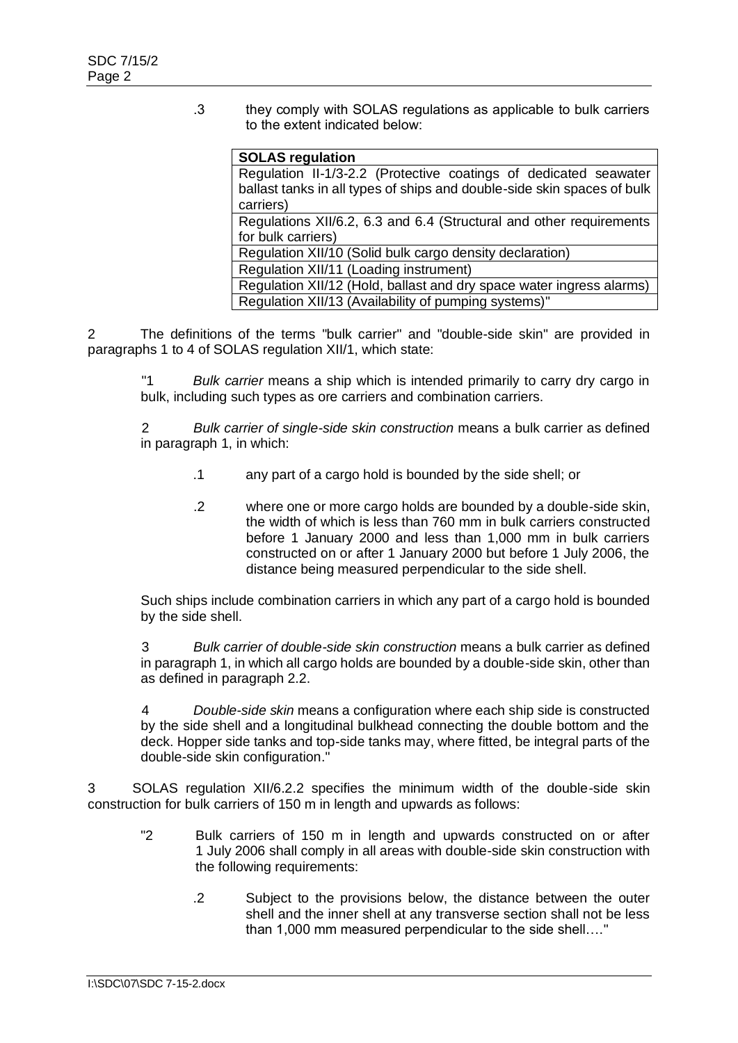.3 they comply with SOLAS regulations as applicable to bulk carriers to the extent indicated below:

| SOLAS regulation |
|---|
| Regulation II-1/3-2.2 (Protective coatings of dedicated seawater ballast tanks in all types of ships and double-side skin spaces of bulk carriers) |
| Regulations XII/6.2, 6.3 and 6.4 (Structural and other requirements for bulk carriers) |
| Regulation XII/10 (Solid bulk cargo density declaration) |
| Regulation XII/11 (Loading instrument) |
| Regulation XII/12 (Hold, ballast and dry space water ingress alarms) |
| Regulation XII/13 (Availability of pumping systems)" |

2 The definitions of the terms "bulk carrier" and "double-side skin" are provided in paragraphs 1 to 4 of SOLAS regulation XII/1, which state:

"1 *Bulk carrier* means a ship which is intended primarily to carry dry cargo in bulk, including such types as ore carriers and combination carriers.

2 *Bulk carrier of single-side skin construction* means a bulk carrier as defined in paragraph 1, in which:

.1 any part of a cargo hold is bounded by the side shell; or

.2 where one or more cargo holds are bounded by a double-side skin, the width of which is less than 760 mm in bulk carriers constructed before 1 January 2000 and less than 1,000 mm in bulk carriers constructed on or after 1 January 2000 but before 1 July 2006, the distance being measured perpendicular to the side shell.

Such ships include combination carriers in which any part of a cargo hold is bounded by the side shell.

3 *Bulk carrier of double-side skin construction* means a bulk carrier as defined in paragraph 1, in which all cargo holds are bounded by a double-side skin, other than as defined in paragraph 2.2.

4 *Double-side skin* means a configuration where each ship side is constructed by the side shell and a longitudinal bulkhead connecting the double bottom and the deck. Hopper side tanks and top-side tanks may, where fitted, be integral parts of the double-side skin configuration."

3 SOLAS regulation XII/6.2.2 specifies the minimum width of the double-side skin construction for bulk carriers of 150 m in length and upwards as follows:

"2 Bulk carriers of 150 m in length and upwards constructed on or after 1 July 2006 shall comply in all areas with double-side skin construction with the following requirements:

.2 Subject to the provisions below, the distance between the outer shell and the inner shell at any transverse section shall not be less than 1,000 mm measured perpendicular to the side shell…."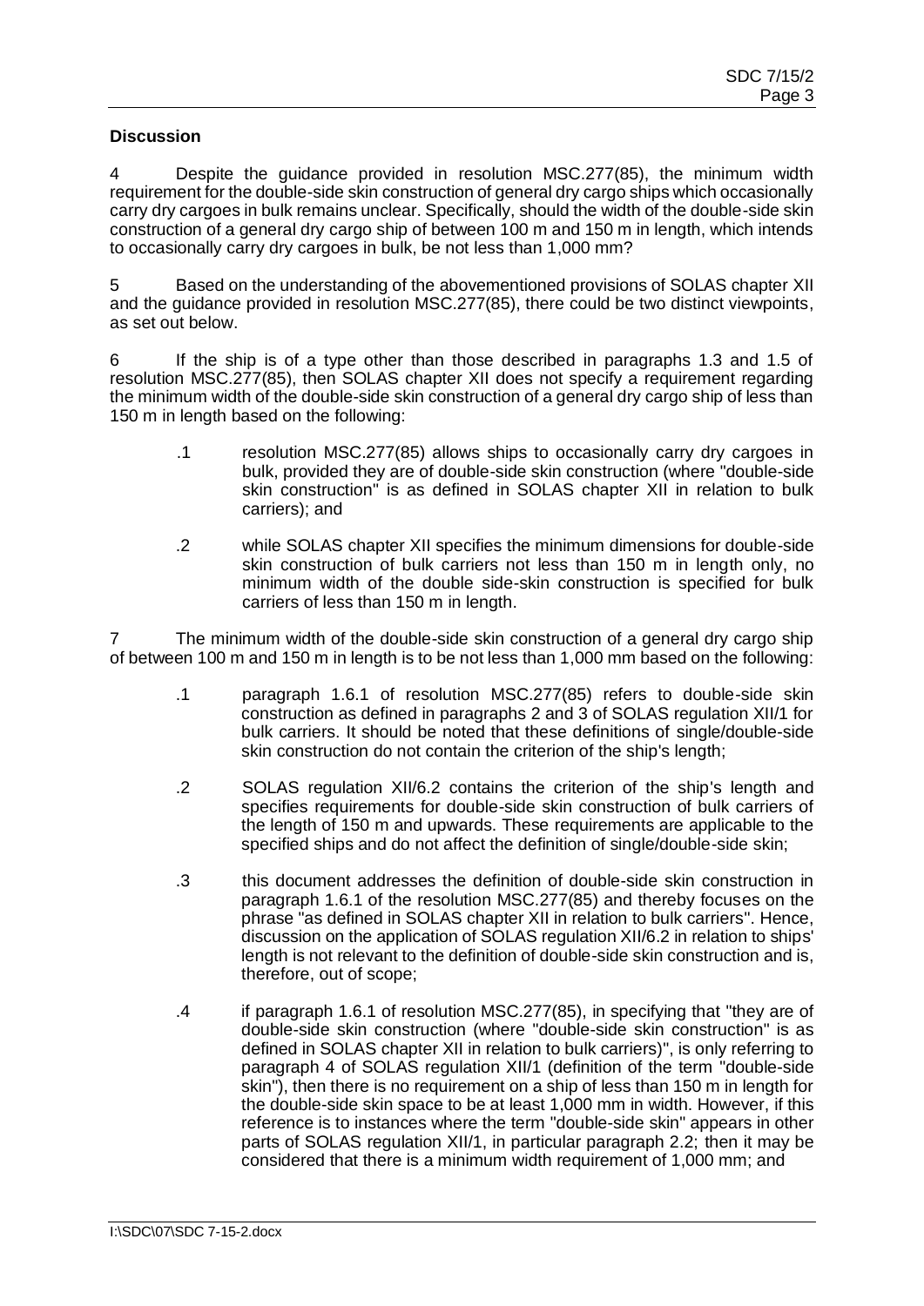**Discussion**

4 Despite the guidance provided in resolution MSC.277(85), the minimum width requirement for the double-side skin construction of general dry cargo ships which occasionally carry dry cargoes in bulk remains unclear. Specifically, should the width of the double-side skin construction of a general dry cargo ship of between 100 m and 150 m in length, which intends to occasionally carry dry cargoes in bulk, be not less than 1,000 mm?

5 Based on the understanding of the abovementioned provisions of SOLAS chapter XII and the guidance provided in resolution MSC.277(85), there could be two distinct viewpoints, as set out below.

6 If the ship is of a type other than those described in paragraphs 1.3 and 1.5 of resolution MSC.277(85), then SOLAS chapter XII does not specify a requirement regarding the minimum width of the double-side skin construction of a general dry cargo ship of less than 150 m in length based on the following:

> .1 resolution MSC.277(85) allows ships to occasionally carry dry cargoes in bulk, provided they are of double-side skin construction (where "double-side skin construction" is as defined in SOLAS chapter XII in relation to bulk carriers); and
>
> .2 while SOLAS chapter XII specifies the minimum dimensions for double-side skin construction of bulk carriers not less than 150 m in length only, no minimum width of the double side-skin construction is specified for bulk carriers of less than 150 m in length.

7 The minimum width of the double-side skin construction of a general dry cargo ship of between 100 m and 150 m in length is to be not less than 1,000 mm based on the following:

> .1 paragraph 1.6.1 of resolution MSC.277(85) refers to double-side skin construction as defined in paragraphs 2 and 3 of SOLAS regulation XII/1 for bulk carriers. It should be noted that these definitions of single/double-side skin construction do not contain the criterion of the ship's length;
>
> .2 SOLAS regulation XII/6.2 contains the criterion of the ship's length and specifies requirements for double-side skin construction of bulk carriers of the length of 150 m and upwards. These requirements are applicable to the specified ships and do not affect the definition of single/double-side skin;
>
> .3 this document addresses the definition of double-side skin construction in paragraph 1.6.1 of the resolution MSC.277(85) and thereby focuses on the phrase "as defined in SOLAS chapter XII in relation to bulk carriers". Hence, discussion on the application of SOLAS regulation XII/6.2 in relation to ships' length is not relevant to the definition of double-side skin construction and is, therefore, out of scope;
>
> .4 if paragraph 1.6.1 of resolution MSC.277(85), in specifying that "they are of double-side skin construction (where "double-side skin construction" is as defined in SOLAS chapter XII in relation to bulk carriers)", is only referring to paragraph 4 of SOLAS regulation XII/1 (definition of the term "double-side skin"), then there is no requirement on a ship of less than 150 m in length for the double-side skin space to be at least 1,000 mm in width. However, if this reference is to instances where the term "double-side skin" appears in other parts of SOLAS regulation XII/1, in particular paragraph 2.2; then it may be considered that there is a minimum width requirement of 1,000 mm; and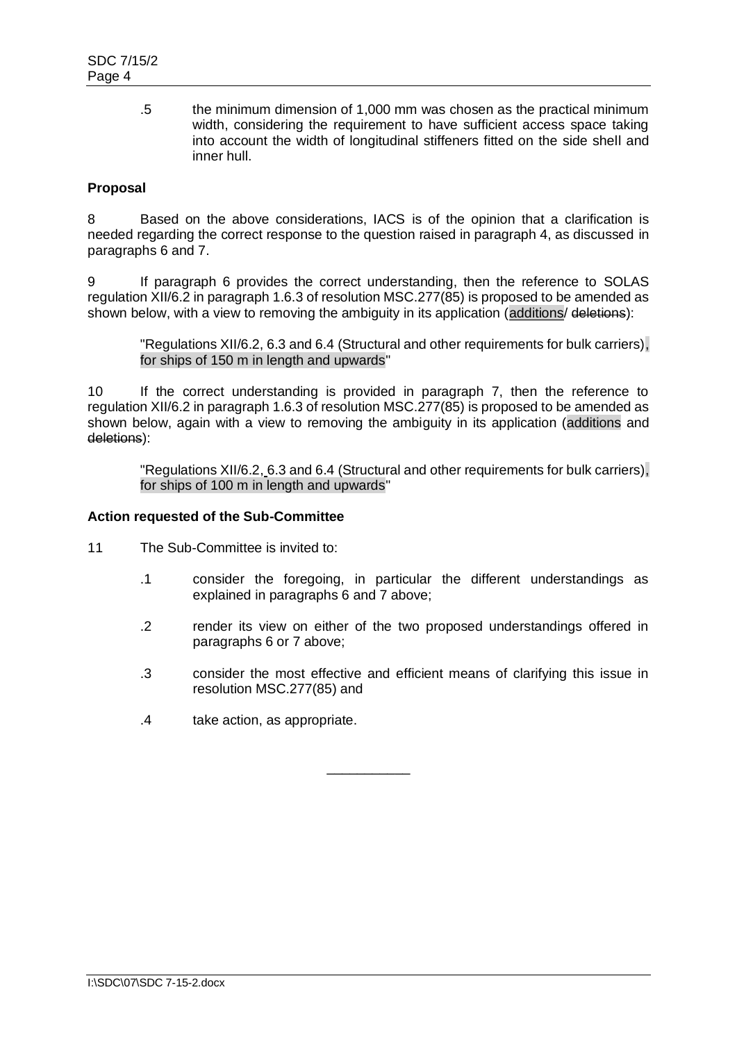.5 the minimum dimension of 1,000 mm was chosen as the practical minimum width, considering the requirement to have sufficient access space taking into account the width of longitudinal stiffeners fitted on the side shell and inner hull.

**Proposal**

8 Based on the above considerations, IACS is of the opinion that a clarification is needed regarding the correct response to the question raised in paragraph 4, as discussed in paragraphs 6 and 7.

9 If paragraph 6 provides the correct understanding, then the reference to SOLAS regulation XII/6.2 in paragraph 1.6.3 of resolution MSC.277(85) is proposed to be amended as shown below, with a view to removing the ambiguity in its application (additions/ ~~deletions~~):

> "Regulations XII/6.2, 6.3 and 6.4 (Structural and other requirements for bulk carriers), for ships of 150 m in length and upwards"

10 If the correct understanding is provided in paragraph 7, then the reference to regulation XII/6.2 in paragraph 1.6.3 of resolution MSC.277(85) is proposed to be amended as shown below, again with a view to removing the ambiguity in its application (additions and ~~deletions~~):

> "Regulations XII/6.2, 6.3 and 6.4 (Structural and other requirements for bulk carriers), for ships of 100 m in length and upwards"

**Action requested of the Sub-Committee**

11 The Sub-Committee is invited to:

.1 consider the foregoing, in particular the different understandings as explained in paragraphs 6 and 7 above;

.2 render its view on either of the two proposed understandings offered in paragraphs 6 or 7 above;

.3 consider the most effective and efficient means of clarifying this issue in resolution MSC.277(85) and

.4 take action, as appropriate.

___________